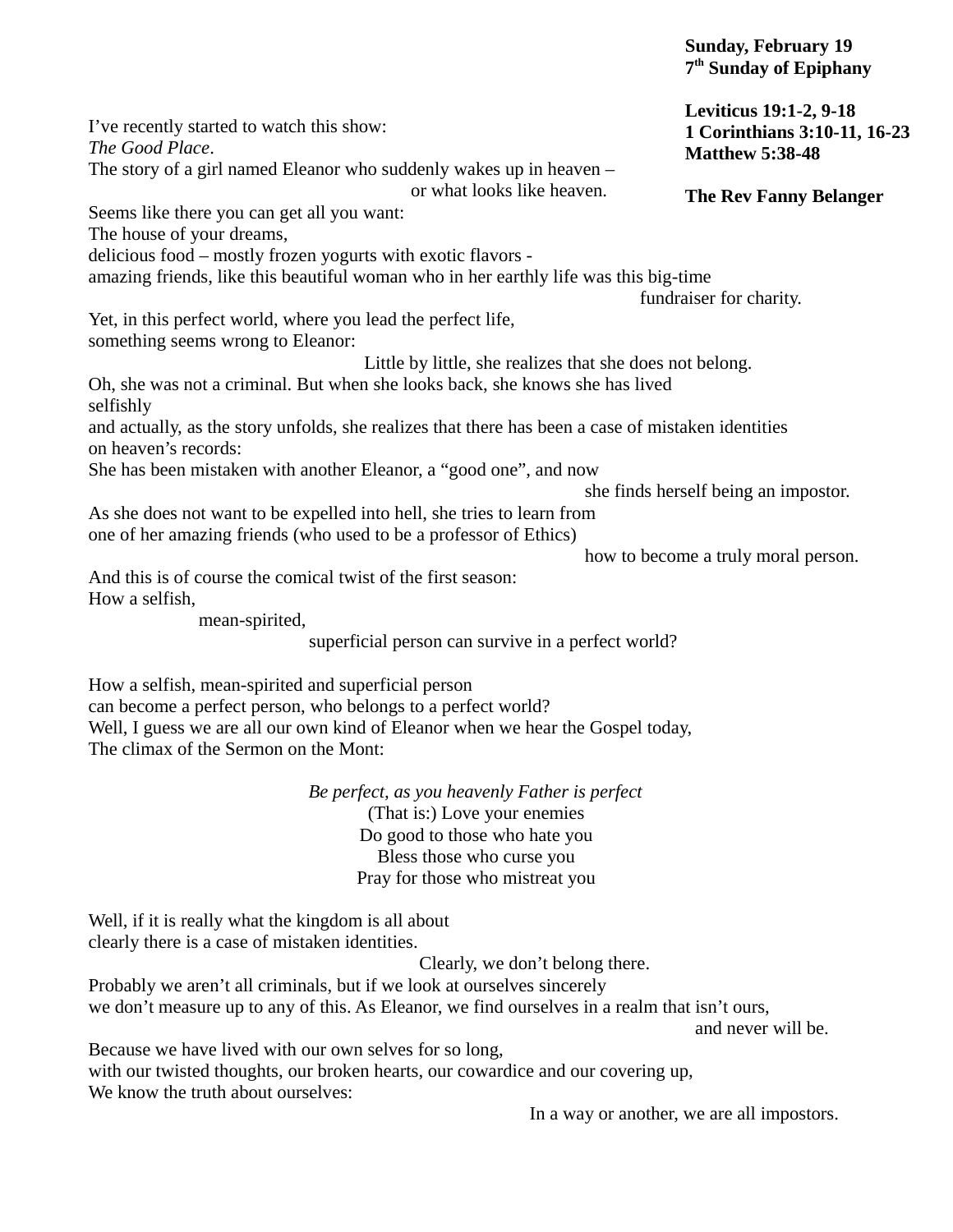**Sunday, February 19**
**7th Sunday of Epiphany**

**Leviticus 19:1-2, 9-18**
**1 Corinthians 3:10-11, 16-23**
**Matthew 5:38-48**

**The Rev Fanny Belanger**

I've recently started to watch this show:
*The Good Place*.
The story of a girl named Eleanor who suddenly wakes up in heaven –
or what looks like heaven.
Seems like there you can get all you want:
The house of your dreams,
delicious food – mostly frozen yogurts with exotic flavors -
amazing friends, like this beautiful woman who in her earthly life was this big-time
fundraiser for charity.
Yet, in this perfect world, where you lead the perfect life,
something seems wrong to Eleanor:
Little by little, she realizes that she does not belong.
Oh, she was not a criminal. But when she looks back, she knows she has lived
selfishly
and actually, as the story unfolds, she realizes that there has been a case of mistaken identities
on heaven's records:
She has been mistaken with another Eleanor, a "good one", and now
she finds herself being an impostor.
As she does not want to be expelled into hell, she tries to learn from
one of her amazing friends (who used to be a professor of Ethics)
how to become a truly moral person.
And this is of course the comical twist of the first season:
How a selfish,
mean-spirited,
superficial person can survive in a perfect world?

How a selfish, mean-spirited and superficial person
can become a perfect person, who belongs to a perfect world?
Well, I guess we are all our own kind of Eleanor when we hear the Gospel today,
The climax of the Sermon on the Mont:

*Be perfect, as you heavenly Father is perfect*
(That is:) Love your enemies
Do good to those who hate you
Bless those who curse you
Pray for those who mistreat you

Well, if it is really what the kingdom is all about
clearly there is a case of mistaken identities.
Clearly, we don't belong there.
Probably we aren't all criminals, but if we look at ourselves sincerely
we don't measure up to any of this. As Eleanor, we find ourselves in a realm that isn't ours,
and never will be.
Because we have lived with our own selves for so long,
with our twisted thoughts, our broken hearts, our cowardice and our covering up,
We know the truth about ourselves:
In a way or another, we are all impostors.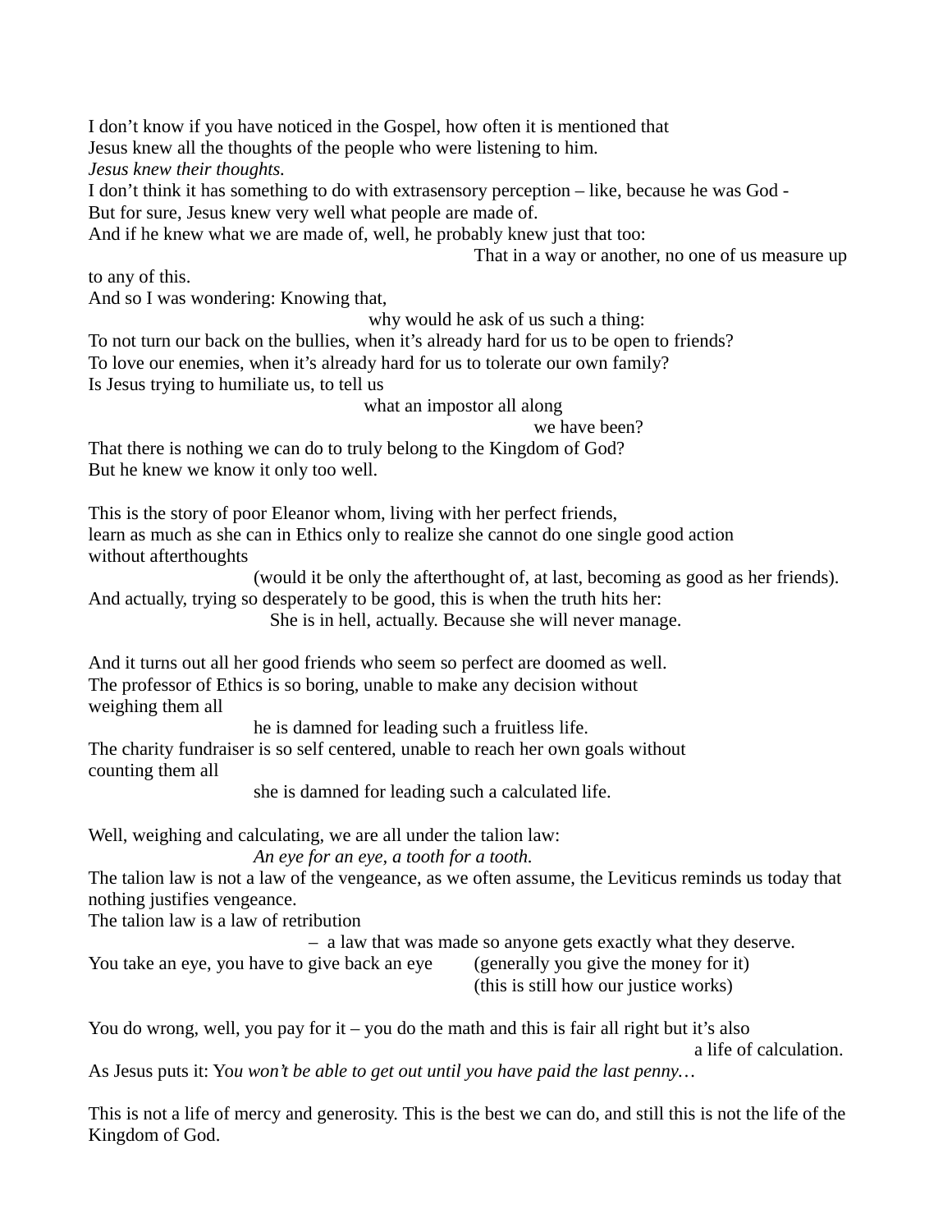I don't know if you have noticed in the Gospel, how often it is mentioned that
Jesus knew all the thoughts of the people who were listening to him.
*Jesus knew their thoughts.*
I don't think it has something to do with extrasensory perception – like, because he was God -
But for sure, Jesus knew very well what people are made of.
And if he knew what we are made of, well, he probably knew just that too:
That in a way or another, no one of us measure up to any of this.
And so I was wondering: Knowing that,
why would he ask of us such a thing:
To not turn our back on the bullies, when it's already hard for us to be open to friends?
To love our enemies, when it's already hard for us to tolerate our own family?
Is Jesus trying to humiliate us, to tell us
what an impostor all along
we have been?
That there is nothing we can do to truly belong to the Kingdom of God?
But he knew we know it only too well.

This is the story of poor Eleanor whom, living with her perfect friends,
learn as much as she can in Ethics only to realize she cannot do one single good action without afterthoughts
(would it be only the afterthought of, at last, becoming as good as her friends).
And actually, trying so desperately to be good, this is when the truth hits her:
She is in hell, actually. Because she will never manage.

And it turns out all her good friends who seem so perfect are doomed as well.
The professor of Ethics is so boring, unable to make any decision without weighing them all
he is damned for leading such a fruitless life.
The charity fundraiser is so self centered, unable to reach her own goals without counting them all
she is damned for leading such a calculated life.

Well, weighing and calculating, we are all under the talion law:
*An eye for an eye, a tooth for a tooth.*
The talion law is not a law of the vengeance, as we often assume, the Leviticus reminds us today that nothing justifies vengeance.
The talion law is a law of retribution
– a law that was made so anyone gets exactly what they deserve.
You take an eye, you have to give back an eye (generally you give the money for it)
(this is still how our justice works)

You do wrong, well, you pay for it – you do the math and this is fair all right but it's also
a life of calculation.
As Jesus puts it: Y*ou won't be able to get out until you have paid the last penny…*

This is not a life of mercy and generosity. This is the best we can do, and still this is not the life of the Kingdom of God.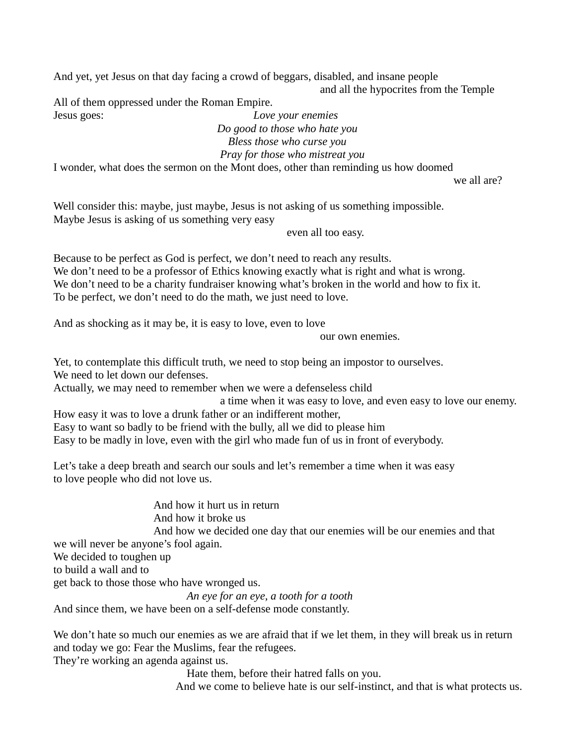And yet, yet Jesus on that day facing a crowd of beggars, disabled, and insane people
and all the hypocrites from the Temple
All of them oppressed under the Roman Empire.
Jesus goes: *Love your enemies*
*Do good to those who hate you*
*Bless those who curse you*
*Pray for those who mistreat you*
I wonder, what does the sermon on the Mont does, other than reminding us how doomed
we all are?

Well consider this: maybe, just maybe, Jesus is not asking of us something impossible.
Maybe Jesus is asking of us something very easy
even all too easy.

Because to be perfect as God is perfect, we don't need to reach any results.
We don't need to be a professor of Ethics knowing exactly what is right and what is wrong.
We don't need to be a charity fundraiser knowing what's broken in the world and how to fix it.
To be perfect, we don't need to do the math, we just need to love.

And as shocking as it may be, it is easy to love, even to love
our own enemies.

Yet, to contemplate this difficult truth, we need to stop being an impostor to ourselves.
We need to let down our defenses.
Actually, we may need to remember when we were a defenseless child
a time when it was easy to love, and even easy to love our enemy.
How easy it was to love a drunk father or an indifferent mother,
Easy to want so badly to be friend with the bully, all we did to please him
Easy to be madly in love, even with the girl who made fun of us in front of everybody.

Let's take a deep breath and search our souls and let's remember a time when it was easy
to love people who did not love us.

And how it hurt us in return
And how it broke us
And how we decided one day that our enemies will be our enemies and that
we will never be anyone's fool again.
We decided to toughen up
to build a wall and to
get back to those those who have wronged us.
*An eye for an eye, a tooth for a tooth*
And since them, we have been on a self-defense mode constantly.

We don't hate so much our enemies as we are afraid that if we let them, in they will break us in return
and today we go: Fear the Muslims, fear the refugees.
They're working an agenda against us.
Hate them, before their hatred falls on you.
And we come to believe hate is our self-instinct, and that is what protects us.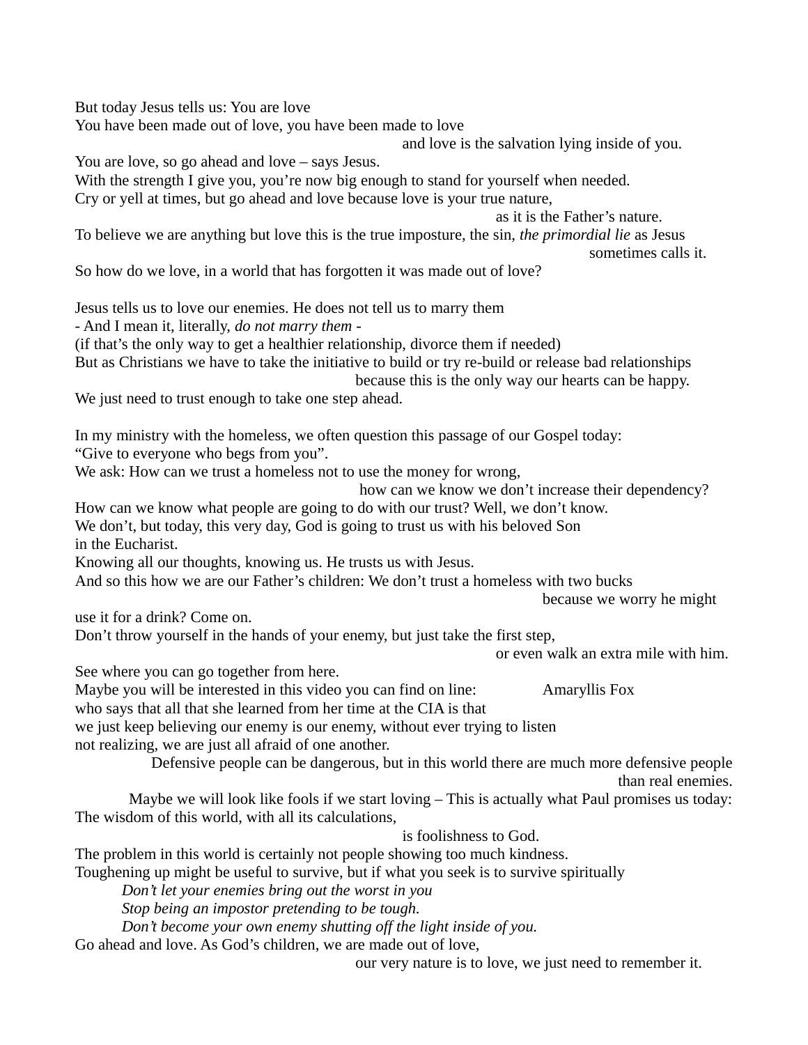But today Jesus tells us: You are love
You have been made out of love, you have been made to love
and love is the salvation lying inside of you.
You are love, so go ahead and love – says Jesus.
With the strength I give you, you're now big enough to stand for yourself when needed.
Cry or yell at times, but go ahead and love because love is your true nature,
as it is the Father's nature.
To believe we are anything but love this is the true imposture, the sin, *the primordial lie* as Jesus sometimes calls it.
So how do we love, in a world that has forgotten it was made out of love?

Jesus tells us to love our enemies. He does not tell us to marry them
- And I mean it, literally, *do not marry them* -
(if that's the only way to get a healthier relationship, divorce them if needed)
But as Christians we have to take the initiative to build or try re-build or release bad relationships
because this is the only way our hearts can be happy.
We just need to trust enough to take one step ahead.

In my ministry with the homeless, we often question this passage of our Gospel today:
"Give to everyone who begs from you".
We ask: How can we trust a homeless not to use the money for wrong,
how can we know we don't increase their dependency?
How can we know what people are going to do with our trust? Well, we don't know.
We don't, but today, this very day, God is going to trust us with his beloved Son
in the Eucharist.
Knowing all our thoughts, knowing us. He trusts us with Jesus.
And so this how we are our Father's children: We don't trust a homeless with two bucks
because we worry he might use it for a drink? Come on.
Don't throw yourself in the hands of your enemy, but just take the first step,
or even walk an extra mile with him.
See where you can go together from here.
Maybe you will be interested in this video you can find on line: Amaryllis Fox
who says that all that she learned from her time at the CIA is that
we just keep believing our enemy is our enemy, without ever trying to listen
not realizing, we are just all afraid of one another.
Defensive people can be dangerous, but in this world there are much more defensive people than real enemies.
Maybe we will look like fools if we start loving – This is actually what Paul promises us today:
The wisdom of this world, with all its calculations,
is foolishness to God.
The problem in this world is certainly not people showing too much kindness.
Toughening up might be useful to survive, but if what you seek is to survive spiritually

*Don't let your enemies bring out the worst in you*
*Stop being an impostor pretending to be tough.*
*Don't become your own enemy shutting off the light inside of you.*

Go ahead and love. As God's children, we are made out of love,
our very nature is to love, we just need to remember it.